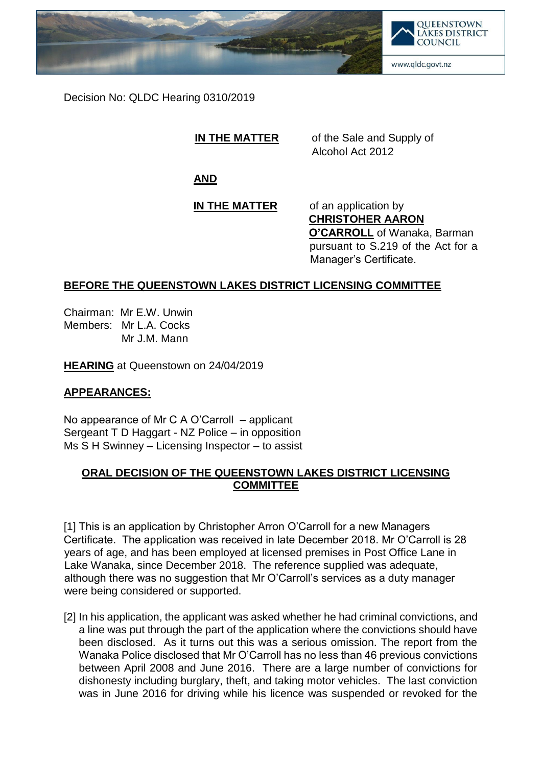QUEENSTOWN LAKES DISTRICT COUNCIL

www.qldc.govt.nz

Decision No: QLDC Hearing 0310/2019

**IN THE MATTER** of the Sale and Supply of Alcohol Act 2012

**AND**

**IN THE MATTER** of an application by **CHRISTOHER AARON O'CARROLL** of Wanaka, Barman pursuant to S.219 of the Act for a Manager's Certificate.

## BEFORE THE QUEENSTOWN LAKES DISTRICT LICENSING COMMITTEE

Chairman: Mr E.W. Unwin
Members: Mr L.A. Cocks
Mr J.M. Mann

**HEARING** at Queenstown on 24/04/2019

**APPEARANCES:**

No appearance of Mr C A O'Carroll – applicant
Sergeant T D Haggart - NZ Police – in opposition
Ms S H Swinney – Licensing Inspector – to assist

## ORAL DECISION OF THE QUEENSTOWN LAKES DISTRICT LICENSING COMMITTEE

[1] This is an application by Christopher Arron O'Carroll for a new Managers Certificate. The application was received in late December 2018. Mr O'Carroll is 28 years of age, and has been employed at licensed premises in Post Office Lane in Lake Wanaka, since December 2018. The reference supplied was adequate, although there was no suggestion that Mr O'Carroll's services as a duty manager were being considered or supported.

[2] In his application, the applicant was asked whether he had criminal convictions, and a line was put through the part of the application where the convictions should have been disclosed. As it turns out this was a serious omission. The report from the Wanaka Police disclosed that Mr O'Carroll has no less than 46 previous convictions between April 2008 and June 2016. There are a large number of convictions for dishonesty including burglary, theft, and taking motor vehicles. The last conviction was in June 2016 for driving while his licence was suspended or revoked for the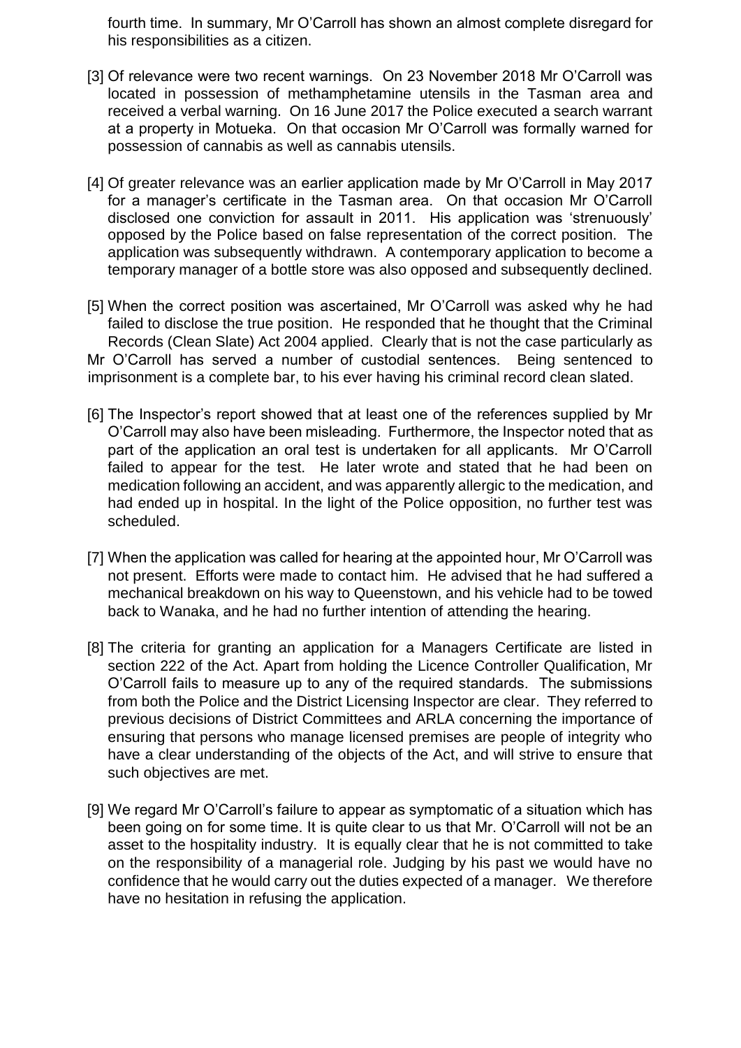fourth time. In summary, Mr O'Carroll has shown an almost complete disregard for his responsibilities as a citizen.

[3] Of relevance were two recent warnings. On 23 November 2018 Mr O'Carroll was located in possession of methamphetamine utensils in the Tasman area and received a verbal warning. On 16 June 2017 the Police executed a search warrant at a property in Motueka. On that occasion Mr O'Carroll was formally warned for possession of cannabis as well as cannabis utensils.

[4] Of greater relevance was an earlier application made by Mr O'Carroll in May 2017 for a manager's certificate in the Tasman area. On that occasion Mr O'Carroll disclosed one conviction for assault in 2011. His application was 'strenuously' opposed by the Police based on false representation of the correct position. The application was subsequently withdrawn. A contemporary application to become a temporary manager of a bottle store was also opposed and subsequently declined.

[5] When the correct position was ascertained, Mr O'Carroll was asked why he had failed to disclose the true position. He responded that he thought that the Criminal Records (Clean Slate) Act 2004 applied. Clearly that is not the case particularly as Mr O'Carroll has served a number of custodial sentences. Being sentenced to imprisonment is a complete bar, to his ever having his criminal record clean slated.

[6] The Inspector's report showed that at least one of the references supplied by Mr O'Carroll may also have been misleading. Furthermore, the Inspector noted that as part of the application an oral test is undertaken for all applicants. Mr O'Carroll failed to appear for the test. He later wrote and stated that he had been on medication following an accident, and was apparently allergic to the medication, and had ended up in hospital. In the light of the Police opposition, no further test was scheduled.

[7] When the application was called for hearing at the appointed hour, Mr O'Carroll was not present. Efforts were made to contact him. He advised that he had suffered a mechanical breakdown on his way to Queenstown, and his vehicle had to be towed back to Wanaka, and he had no further intention of attending the hearing.

[8] The criteria for granting an application for a Managers Certificate are listed in section 222 of the Act. Apart from holding the Licence Controller Qualification, Mr O'Carroll fails to measure up to any of the required standards. The submissions from both the Police and the District Licensing Inspector are clear. They referred to previous decisions of District Committees and ARLA concerning the importance of ensuring that persons who manage licensed premises are people of integrity who have a clear understanding of the objects of the Act, and will strive to ensure that such objectives are met.

[9] We regard Mr O'Carroll's failure to appear as symptomatic of a situation which has been going on for some time. It is quite clear to us that Mr. O'Carroll will not be an asset to the hospitality industry. It is equally clear that he is not committed to take on the responsibility of a managerial role. Judging by his past we would have no confidence that he would carry out the duties expected of a manager. We therefore have no hesitation in refusing the application.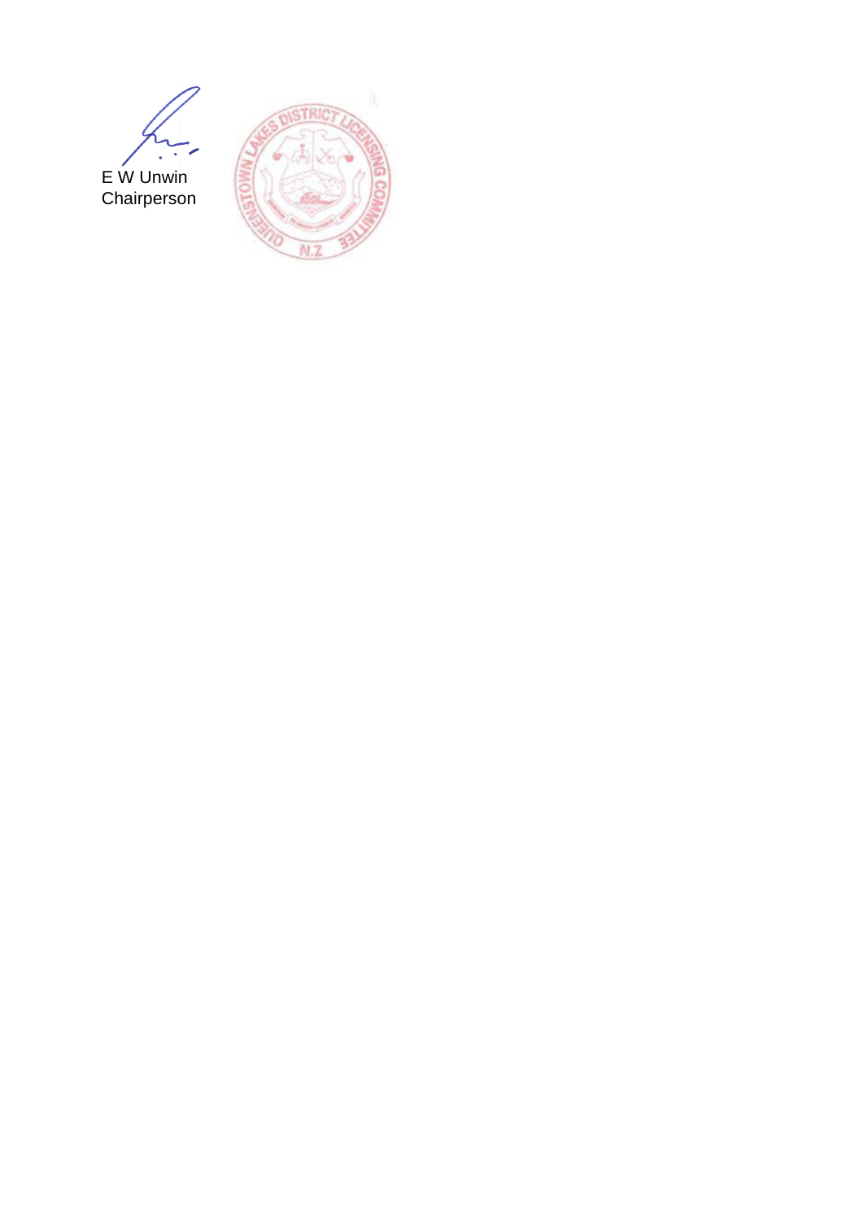E W Unwin
Chairperson